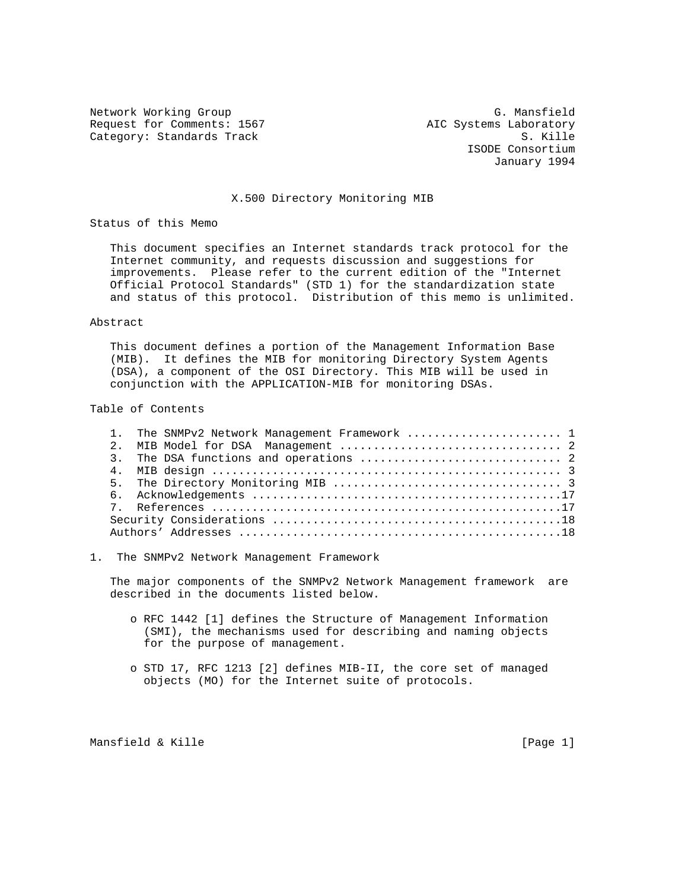Network Working Group G. Mansfield
Request for Comments: 1567 AIC Systems Laboratory
Category: Standards Track S. Kille
ISODE Consortium
January 1994

# X.500 Directory Monitoring MIB

## Status of this Memo

This document specifies an Internet standards track protocol for the Internet community, and requests discussion and suggestions for improvements. Please refer to the current edition of the "Internet Official Protocol Standards" (STD 1) for the standardization state and status of this protocol. Distribution of this memo is unlimited.

## Abstract

This document defines a portion of the Management Information Base (MIB). It defines the MIB for monitoring Directory System Agents (DSA), a component of the OSI Directory. This MIB will be used in conjunction with the APPLICATION-MIB for monitoring DSAs.

## Table of Contents

1. The SNMPv2 Network Management Framework ....................... 1
2. MIB Model for DSA Management ................................. 2
3. The DSA functions and operations ............................. 2
4. MIB design ................................................... 3
5. The Directory Monitoring MIB ................................. 3
6. Acknowledgements .............................................17
7. References ...................................................17

Security Considerations ..........................................18
Authors' Addresses ...............................................18

## 1. The SNMPv2 Network Management Framework

The major components of the SNMPv2 Network Management framework are described in the documents listed below.

- RFC 1442 [1] defines the Structure of Management Information (SMI), the mechanisms used for describing and naming objects for the purpose of management.

- STD 17, RFC 1213 [2] defines MIB-II, the core set of managed objects (MO) for the Internet suite of protocols.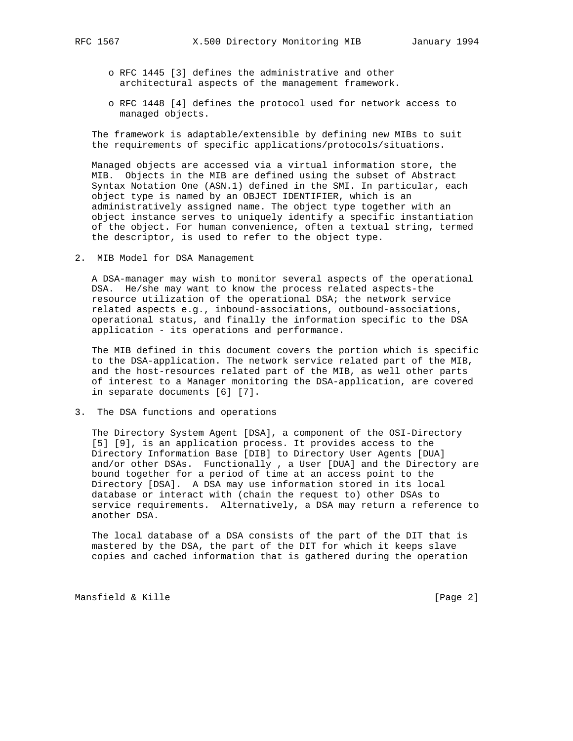- RFC 1445 [3] defines the administrative and other architectural aspects of the management framework.

- RFC 1448 [4] defines the protocol used for network access to managed objects.

The framework is adaptable/extensible by defining new MIBs to suit the requirements of specific applications/protocols/situations.

Managed objects are accessed via a virtual information store, the MIB. Objects in the MIB are defined using the subset of Abstract Syntax Notation One (ASN.1) defined in the SMI. In particular, each object type is named by an OBJECT IDENTIFIER, which is an administratively assigned name. The object type together with an object instance serves to uniquely identify a specific instantiation of the object. For human convenience, often a textual string, termed the descriptor, is used to refer to the object type.

## 2. MIB Model for DSA Management

A DSA-manager may wish to monitor several aspects of the operational DSA. He/she may want to know the process related aspects-the resource utilization of the operational DSA; the network service related aspects e.g., inbound-associations, outbound-associations, operational status, and finally the information specific to the DSA application - its operations and performance.

The MIB defined in this document covers the portion which is specific to the DSA-application. The network service related part of the MIB, and the host-resources related part of the MIB, as well other parts of interest to a Manager monitoring the DSA-application, are covered in separate documents [6] [7].

## 3. The DSA functions and operations

The Directory System Agent [DSA], a component of the OSI-Directory [5] [9], is an application process. It provides access to the Directory Information Base [DIB] to Directory User Agents [DUA] and/or other DSAs. Functionally , a User [DUA] and the Directory are bound together for a period of time at an access point to the Directory [DSA]. A DSA may use information stored in its local database or interact with (chain the request to) other DSAs to service requirements. Alternatively, a DSA may return a reference to another DSA.

The local database of a DSA consists of the part of the DIT that is mastered by the DSA, the part of the DIT for which it keeps slave copies and cached information that is gathered during the operation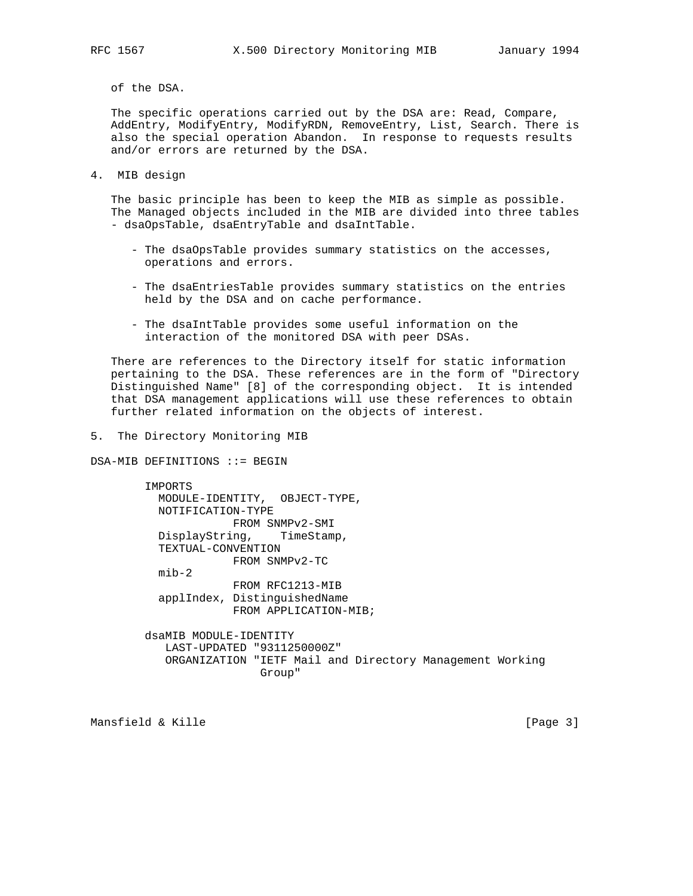of the DSA.

The specific operations carried out by the DSA are: Read, Compare, AddEntry, ModifyEntry, ModifyRDN, RemoveEntry, List, Search. There is also the special operation Abandon. In response to requests results and/or errors are returned by the DSA.

## 4. MIB design

The basic principle has been to keep the MIB as simple as possible. The Managed objects included in the MIB are divided into three tables - dsaOpsTable, dsaEntryTable and dsaIntTable.

- The dsaOpsTable provides summary statistics on the accesses, operations and errors.
- The dsaEntriesTable provides summary statistics on the entries held by the DSA and on cache performance.
- The dsaIntTable provides some useful information on the interaction of the monitored DSA with peer DSAs.

There are references to the Directory itself for static information pertaining to the DSA. These references are in the form of "Directory Distinguished Name" [8] of the corresponding object. It is intended that DSA management applications will use these references to obtain further related information on the objects of interest.

## 5. The Directory Monitoring MIB

```
DSA-MIB DEFINITIONS ::= BEGIN

        IMPORTS
          MODULE-IDENTITY,  OBJECT-TYPE,
          NOTIFICATION-TYPE
                     FROM SNMPv2-SMI
          DisplayString,    TimeStamp,
          TEXTUAL-CONVENTION
                     FROM SNMPv2-TC
          mib-2
                     FROM RFC1213-MIB
          applIndex, DistinguishedName
                     FROM APPLICATION-MIB;

        dsaMIB MODULE-IDENTITY
           LAST-UPDATED "9311250000Z"
           ORGANIZATION "IETF Mail and Directory Management Working
                         Group"
```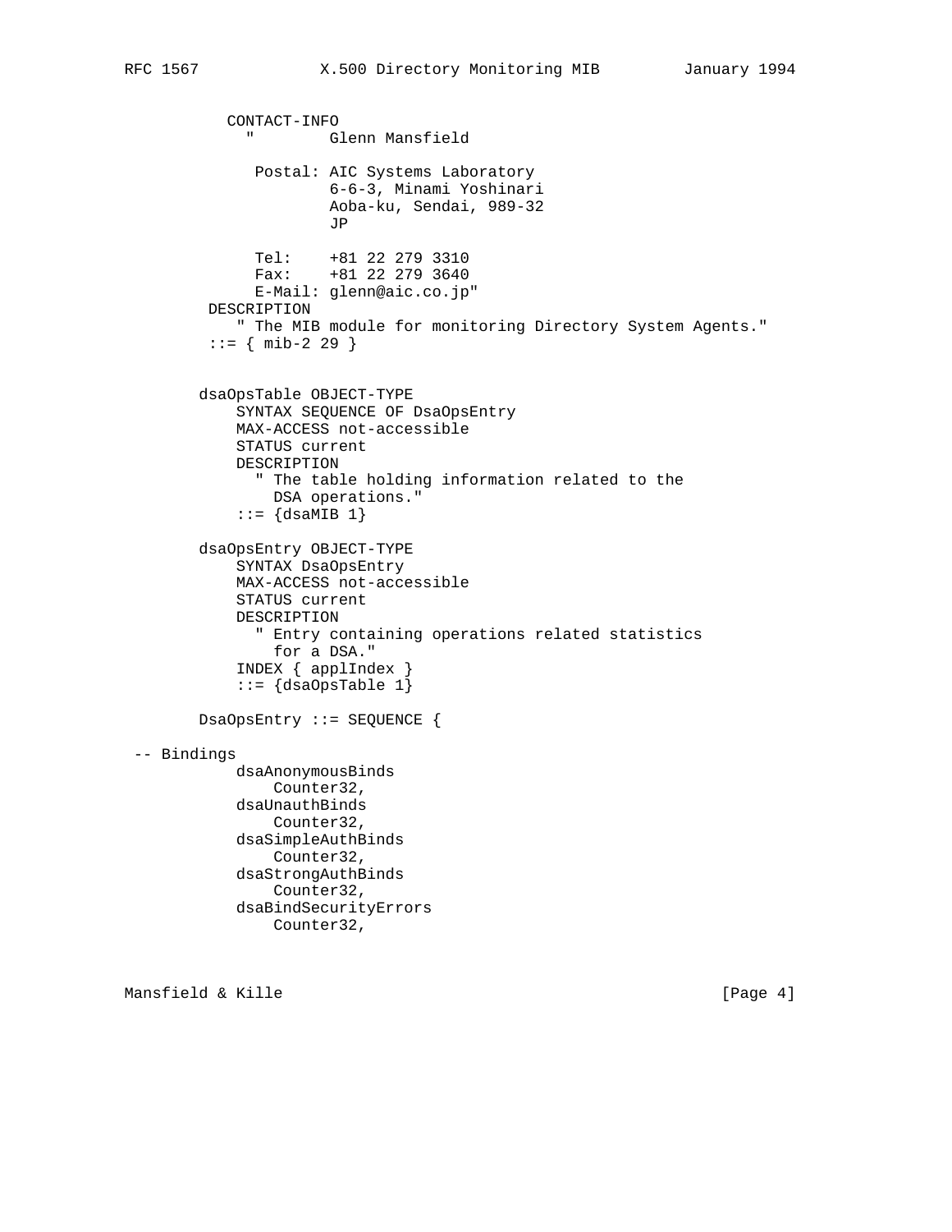```
          CONTACT-INFO
            "        Glenn Mansfield

             Postal: AIC Systems Laboratory
                     6-6-3, Minami Yoshinari
                     Aoba-ku, Sendai, 989-32
                     JP

             Tel:    +81 22 279 3310
             Fax:    +81 22 279 3640
             E-Mail: glenn@aic.co.jp"
        DESCRIPTION
           " The MIB module for monitoring Directory System Agents."
        ::= { mib-2 29 }


       dsaOpsTable OBJECT-TYPE
           SYNTAX SEQUENCE OF DsaOpsEntry
           MAX-ACCESS not-accessible
           STATUS current
           DESCRIPTION
             " The table holding information related to the
               DSA operations."
           ::= {dsaMIB 1}

       dsaOpsEntry OBJECT-TYPE
           SYNTAX DsaOpsEntry
           MAX-ACCESS not-accessible
           STATUS current
           DESCRIPTION
             " Entry containing operations related statistics
               for a DSA."
           INDEX { applIndex }
           ::= {dsaOpsTable 1}

       DsaOpsEntry ::= SEQUENCE {

 -- Bindings
           dsaAnonymousBinds
               Counter32,
           dsaUnauthBinds
               Counter32,
           dsaSimpleAuthBinds
               Counter32,
           dsaStrongAuthBinds
               Counter32,
           dsaBindSecurityErrors
               Counter32,
```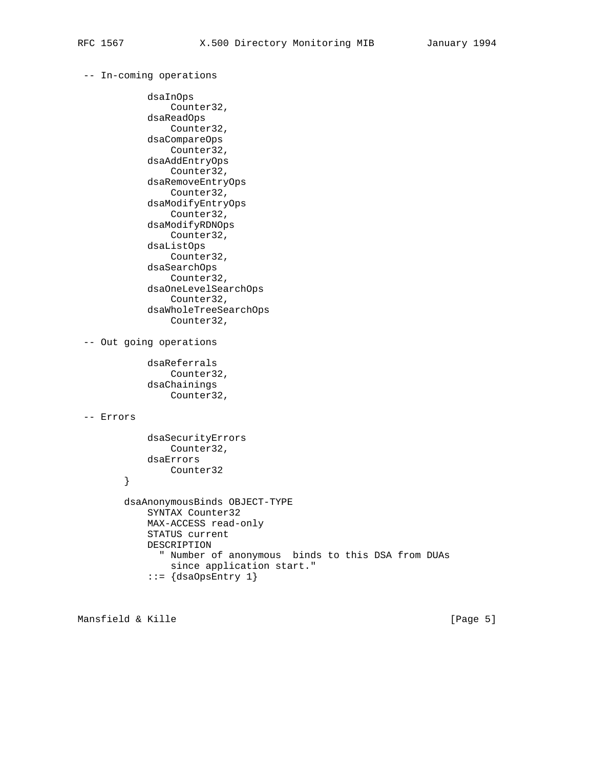```
 -- In-coming operations

            dsaInOps
                Counter32,
            dsaReadOps
                Counter32,
            dsaCompareOps
                Counter32,
            dsaAddEntryOps
                Counter32,
            dsaRemoveEntryOps
                Counter32,
            dsaModifyEntryOps
                Counter32,
            dsaModifyRDNOps
                Counter32,
            dsaListOps
                Counter32,
            dsaSearchOps
                Counter32,
            dsaOneLevelSearchOps
                Counter32,
            dsaWholeTreeSearchOps
                Counter32,

 -- Out going operations

            dsaReferrals
                Counter32,
            dsaChainings
                Counter32,

 -- Errors

            dsaSecurityErrors
                Counter32,
            dsaErrors
                Counter32
        }

        dsaAnonymousBinds OBJECT-TYPE
            SYNTAX Counter32
            MAX-ACCESS read-only
            STATUS current
            DESCRIPTION
              " Number of anonymous  binds to this DSA from DUAs
                since application start."
            ::= {dsaOpsEntry 1}
```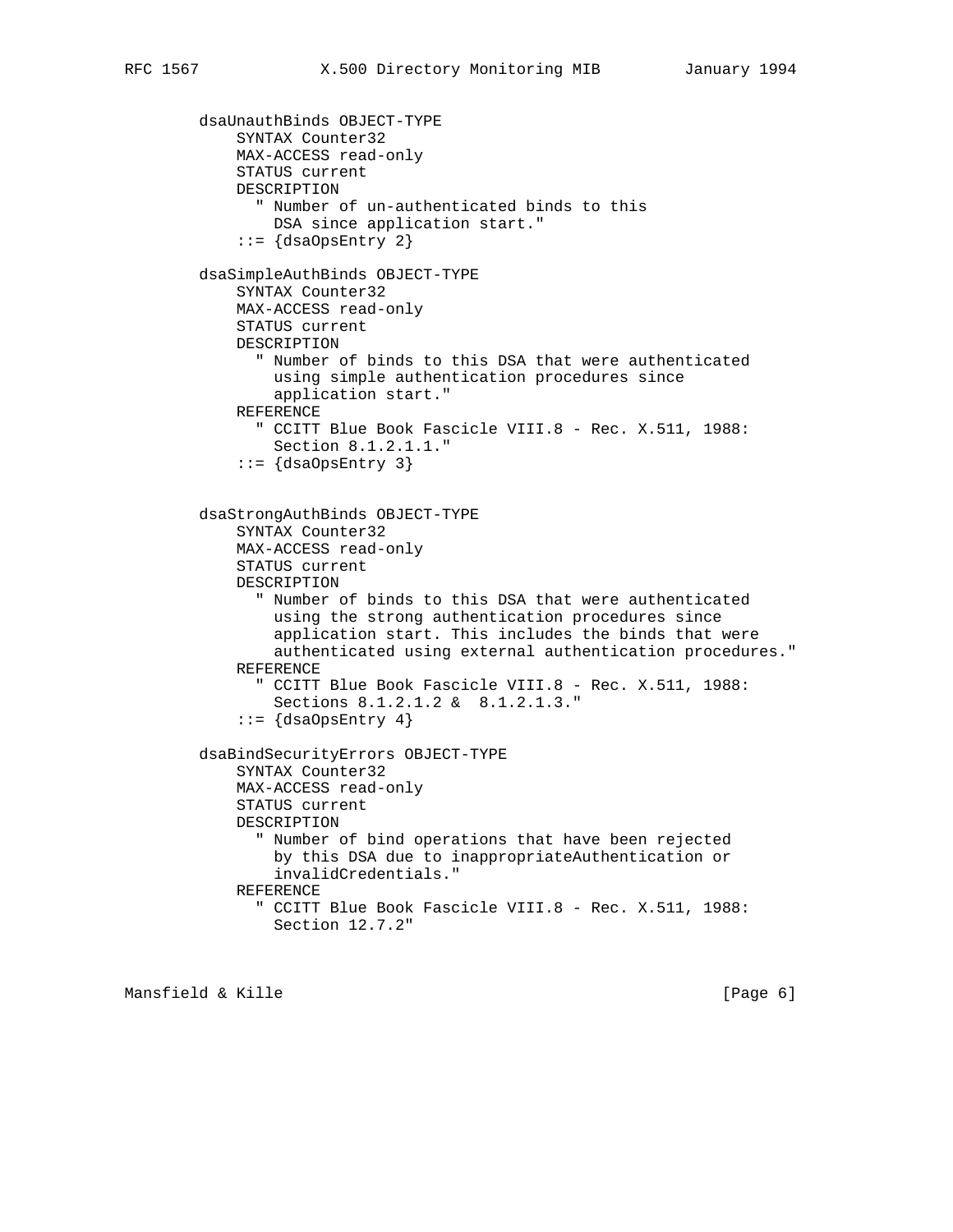```
        dsaUnauthBinds OBJECT-TYPE
            SYNTAX Counter32
            MAX-ACCESS read-only
            STATUS current
            DESCRIPTION
              " Number of un-authenticated binds to this
                DSA since application start."
            ::= {dsaOpsEntry 2}

        dsaSimpleAuthBinds OBJECT-TYPE
            SYNTAX Counter32
            MAX-ACCESS read-only
            STATUS current
            DESCRIPTION
              " Number of binds to this DSA that were authenticated
                using simple authentication procedures since
                application start."
            REFERENCE
              " CCITT Blue Book Fascicle VIII.8 - Rec. X.511, 1988:
                Section 8.1.2.1.1."
            ::= {dsaOpsEntry 3}


        dsaStrongAuthBinds OBJECT-TYPE
            SYNTAX Counter32
            MAX-ACCESS read-only
            STATUS current
            DESCRIPTION
              " Number of binds to this DSA that were authenticated
                using the strong authentication procedures since
                application start. This includes the binds that were
                authenticated using external authentication procedures."
            REFERENCE
              " CCITT Blue Book Fascicle VIII.8 - Rec. X.511, 1988:
                Sections 8.1.2.1.2 &  8.1.2.1.3."
            ::= {dsaOpsEntry 4}

        dsaBindSecurityErrors OBJECT-TYPE
            SYNTAX Counter32
            MAX-ACCESS read-only
            STATUS current
            DESCRIPTION
              " Number of bind operations that have been rejected
                by this DSA due to inappropriateAuthentication or
                invalidCredentials."
            REFERENCE
              " CCITT Blue Book Fascicle VIII.8 - Rec. X.511, 1988:
                Section 12.7.2"
```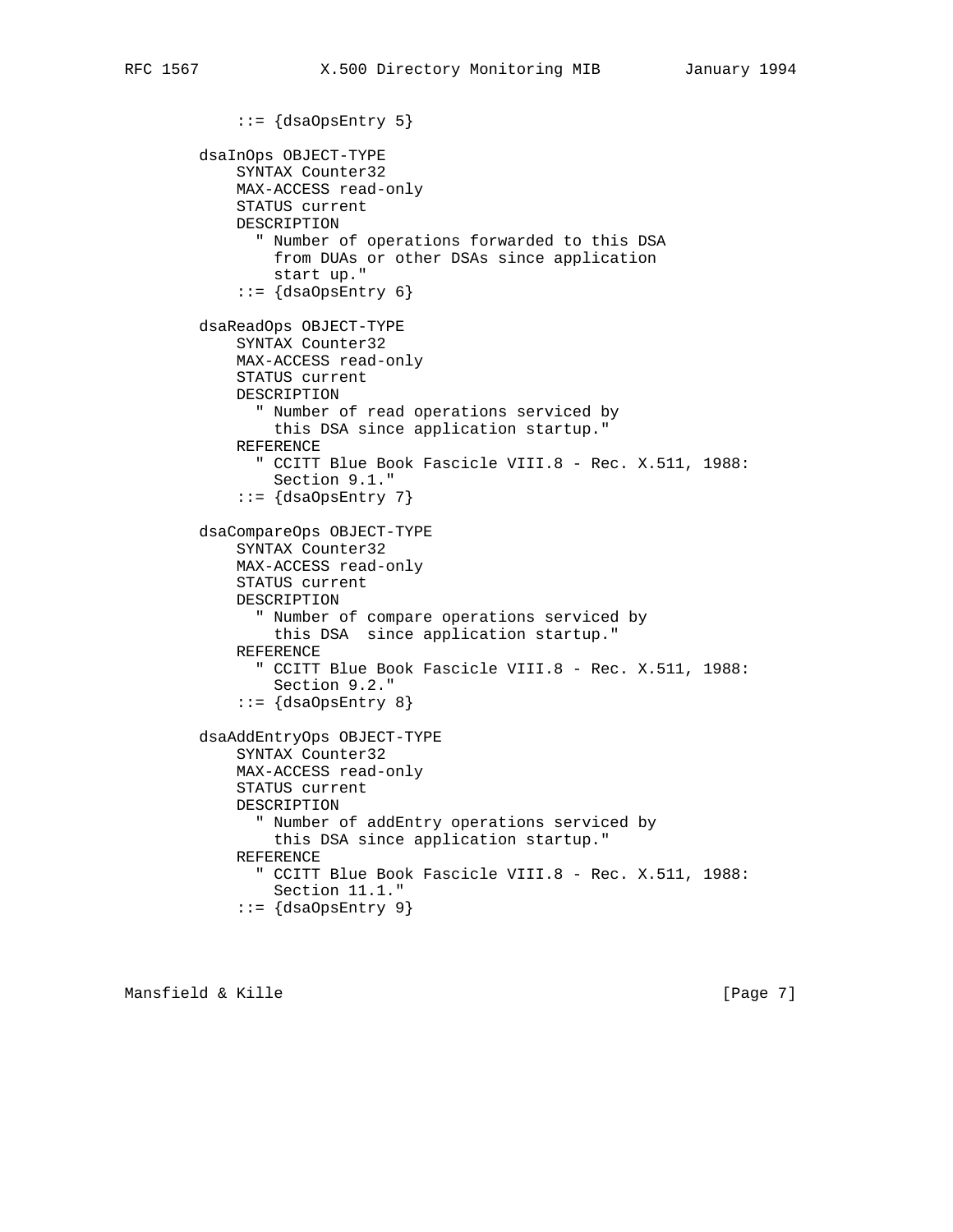```
            ::= {dsaOpsEntry 5}

        dsaInOps OBJECT-TYPE
            SYNTAX Counter32
            MAX-ACCESS read-only
            STATUS current
            DESCRIPTION
              " Number of operations forwarded to this DSA
                from DUAs or other DSAs since application
                start up."
            ::= {dsaOpsEntry 6}

        dsaReadOps OBJECT-TYPE
            SYNTAX Counter32
            MAX-ACCESS read-only
            STATUS current
            DESCRIPTION
              " Number of read operations serviced by
                this DSA since application startup."
            REFERENCE
              " CCITT Blue Book Fascicle VIII.8 - Rec. X.511, 1988:
                Section 9.1."
            ::= {dsaOpsEntry 7}

        dsaCompareOps OBJECT-TYPE
            SYNTAX Counter32
            MAX-ACCESS read-only
            STATUS current
            DESCRIPTION
              " Number of compare operations serviced by
                this DSA  since application startup."
            REFERENCE
              " CCITT Blue Book Fascicle VIII.8 - Rec. X.511, 1988:
                Section 9.2."
            ::= {dsaOpsEntry 8}

        dsaAddEntryOps OBJECT-TYPE
            SYNTAX Counter32
            MAX-ACCESS read-only
            STATUS current
            DESCRIPTION
              " Number of addEntry operations serviced by
                this DSA since application startup."
            REFERENCE
              " CCITT Blue Book Fascicle VIII.8 - Rec. X.511, 1988:
                Section 11.1."
            ::= {dsaOpsEntry 9}
```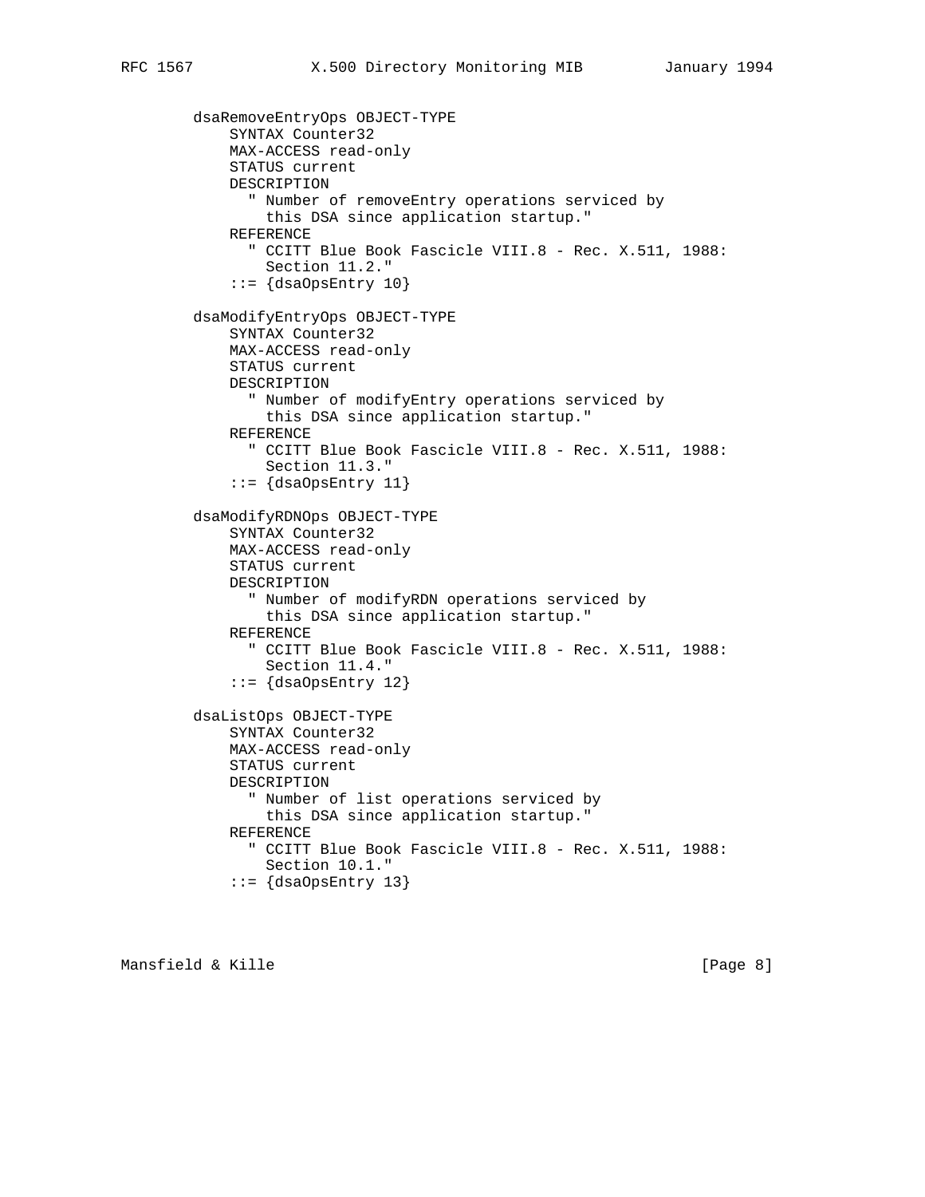```
        dsaRemoveEntryOps OBJECT-TYPE
            SYNTAX Counter32
            MAX-ACCESS read-only
            STATUS current
            DESCRIPTION
              " Number of removeEntry operations serviced by
                this DSA since application startup."
            REFERENCE
              " CCITT Blue Book Fascicle VIII.8 - Rec. X.511, 1988:
                Section 11.2."
            ::= {dsaOpsEntry 10}

        dsaModifyEntryOps OBJECT-TYPE
            SYNTAX Counter32
            MAX-ACCESS read-only
            STATUS current
            DESCRIPTION
              " Number of modifyEntry operations serviced by
                this DSA since application startup."
            REFERENCE
              " CCITT Blue Book Fascicle VIII.8 - Rec. X.511, 1988:
                Section 11.3."
            ::= {dsaOpsEntry 11}

        dsaModifyRDNOps OBJECT-TYPE
            SYNTAX Counter32
            MAX-ACCESS read-only
            STATUS current
            DESCRIPTION
              " Number of modifyRDN operations serviced by
                this DSA since application startup."
            REFERENCE
              " CCITT Blue Book Fascicle VIII.8 - Rec. X.511, 1988:
                Section 11.4."
            ::= {dsaOpsEntry 12}

        dsaListOps OBJECT-TYPE
            SYNTAX Counter32
            MAX-ACCESS read-only
            STATUS current
            DESCRIPTION
              " Number of list operations serviced by
                this DSA since application startup."
            REFERENCE
              " CCITT Blue Book Fascicle VIII.8 - Rec. X.511, 1988:
                Section 10.1."
            ::= {dsaOpsEntry 13}
```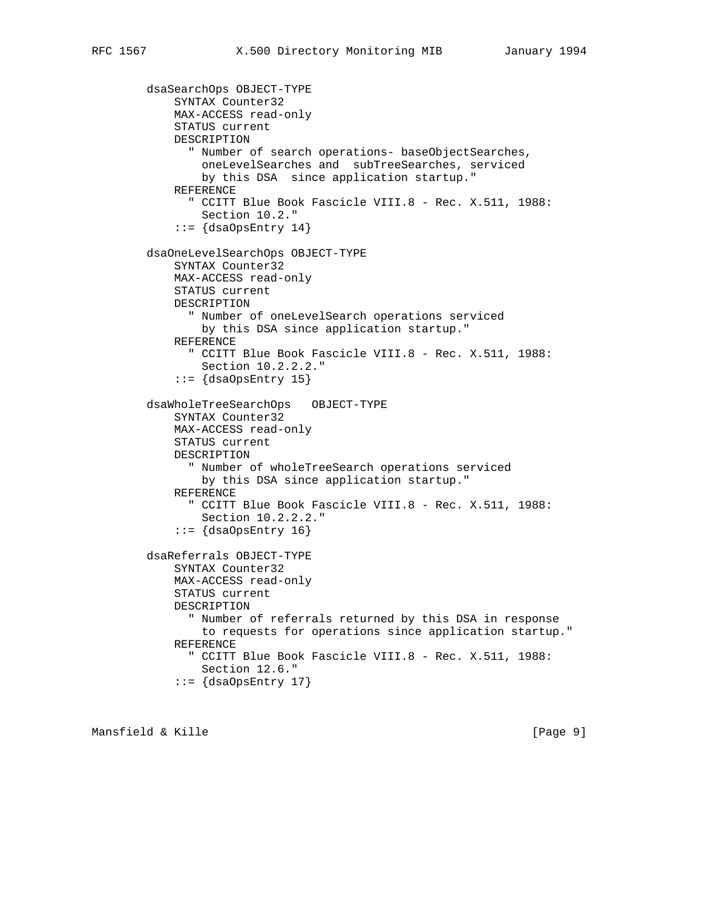```
        dsaSearchOps OBJECT-TYPE
            SYNTAX Counter32
            MAX-ACCESS read-only
            STATUS current
            DESCRIPTION
              " Number of search operations- baseObjectSearches,
                oneLevelSearches and  subTreeSearches, serviced
                by this DSA  since application startup."
            REFERENCE
              " CCITT Blue Book Fascicle VIII.8 - Rec. X.511, 1988:
                Section 10.2."
            ::= {dsaOpsEntry 14}

        dsaOneLevelSearchOps OBJECT-TYPE
            SYNTAX Counter32
            MAX-ACCESS read-only
            STATUS current
            DESCRIPTION
              " Number of oneLevelSearch operations serviced
                by this DSA since application startup."
            REFERENCE
              " CCITT Blue Book Fascicle VIII.8 - Rec. X.511, 1988:
                Section 10.2.2.2."
            ::= {dsaOpsEntry 15}

        dsaWholeTreeSearchOps   OBJECT-TYPE
            SYNTAX Counter32
            MAX-ACCESS read-only
            STATUS current
            DESCRIPTION
              " Number of wholeTreeSearch operations serviced
                by this DSA since application startup."
            REFERENCE
              " CCITT Blue Book Fascicle VIII.8 - Rec. X.511, 1988:
                Section 10.2.2.2."
            ::= {dsaOpsEntry 16}

        dsaReferrals OBJECT-TYPE
            SYNTAX Counter32
            MAX-ACCESS read-only
            STATUS current
            DESCRIPTION
              " Number of referrals returned by this DSA in response
                to requests for operations since application startup."
            REFERENCE
              " CCITT Blue Book Fascicle VIII.8 - Rec. X.511, 1988:
                Section 12.6."
            ::= {dsaOpsEntry 17}
```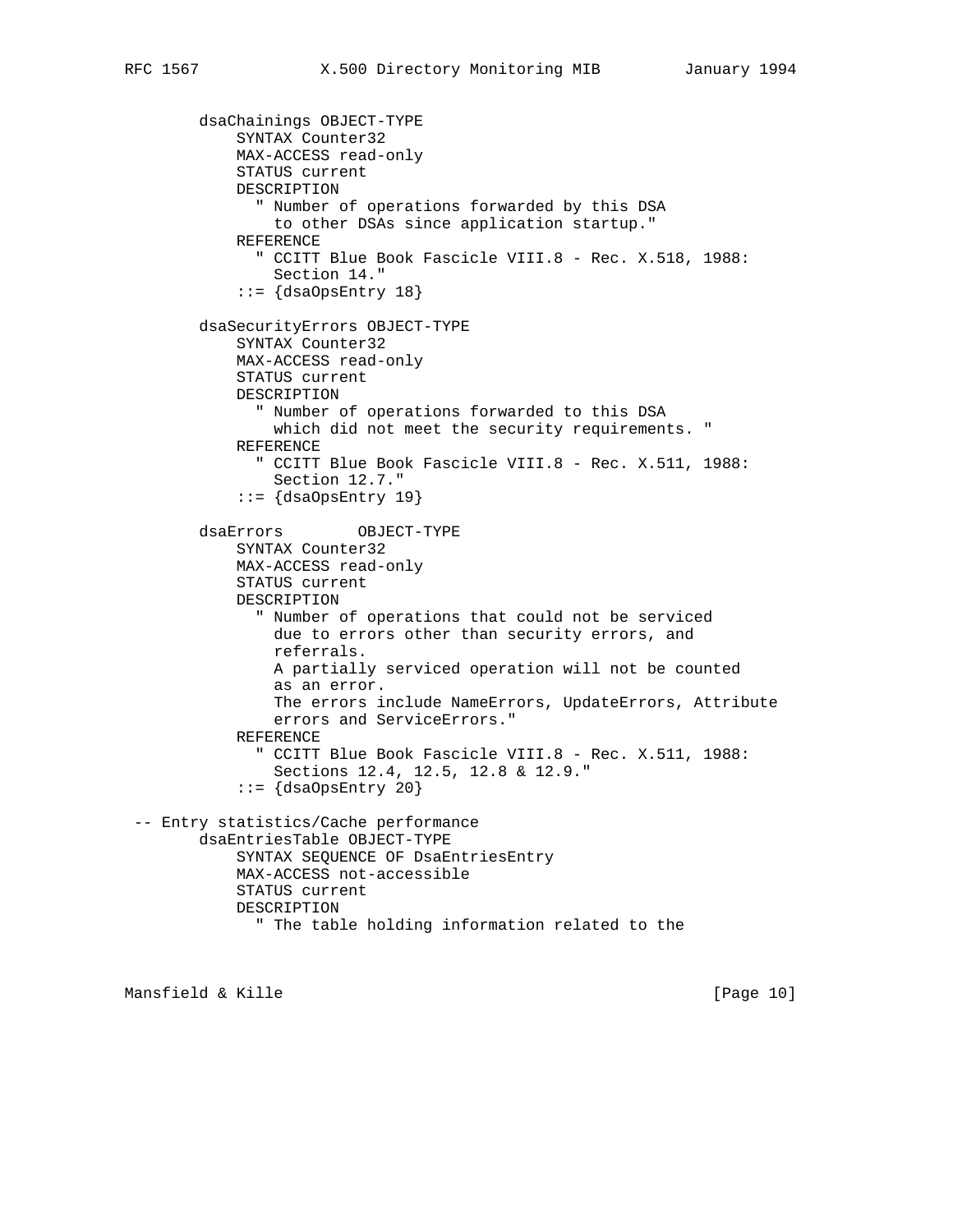```
        dsaChainings OBJECT-TYPE
            SYNTAX Counter32
            MAX-ACCESS read-only
            STATUS current
            DESCRIPTION
              " Number of operations forwarded by this DSA
                to other DSAs since application startup."
            REFERENCE
              " CCITT Blue Book Fascicle VIII.8 - Rec. X.518, 1988:
                Section 14."
            ::= {dsaOpsEntry 18}

        dsaSecurityErrors OBJECT-TYPE
            SYNTAX Counter32
            MAX-ACCESS read-only
            STATUS current
            DESCRIPTION
              " Number of operations forwarded to this DSA
                which did not meet the security requirements. "
            REFERENCE
              " CCITT Blue Book Fascicle VIII.8 - Rec. X.511, 1988:
                Section 12.7."
            ::= {dsaOpsEntry 19}

        dsaErrors        OBJECT-TYPE
            SYNTAX Counter32
            MAX-ACCESS read-only
            STATUS current
            DESCRIPTION
              " Number of operations that could not be serviced
                due to errors other than security errors, and
                referrals.
                A partially serviced operation will not be counted
                as an error.
                The errors include NameErrors, UpdateErrors, Attribute
                errors and ServiceErrors."
            REFERENCE
              " CCITT Blue Book Fascicle VIII.8 - Rec. X.511, 1988:
                Sections 12.4, 12.5, 12.8 & 12.9."
            ::= {dsaOpsEntry 20}

 -- Entry statistics/Cache performance
        dsaEntriesTable OBJECT-TYPE
            SYNTAX SEQUENCE OF DsaEntriesEntry
            MAX-ACCESS not-accessible
            STATUS current
            DESCRIPTION
              " The table holding information related to the
```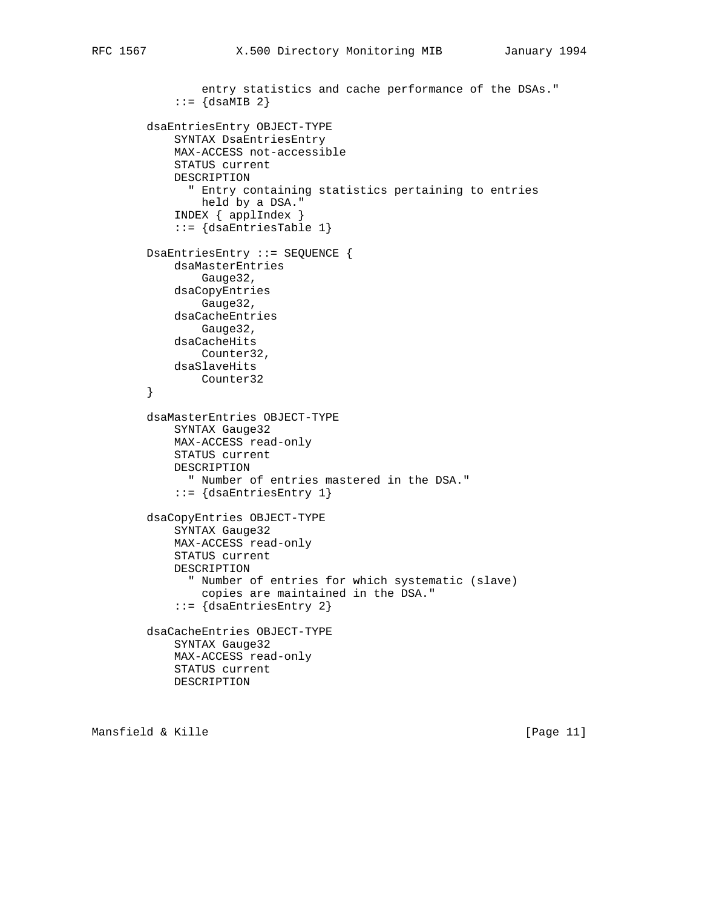```
              entry statistics and cache performance of the DSAs."
          ::= {dsaMIB 2}

      dsaEntriesEntry OBJECT-TYPE
          SYNTAX DsaEntriesEntry
          MAX-ACCESS not-accessible
          STATUS current
          DESCRIPTION
            " Entry containing statistics pertaining to entries
              held by a DSA."
          INDEX { applIndex }
          ::= {dsaEntriesTable 1}

      DsaEntriesEntry ::= SEQUENCE {
          dsaMasterEntries
              Gauge32,
          dsaCopyEntries
              Gauge32,
          dsaCacheEntries
              Gauge32,
          dsaCacheHits
              Counter32,
          dsaSlaveHits
              Counter32
      }

      dsaMasterEntries OBJECT-TYPE
          SYNTAX Gauge32
          MAX-ACCESS read-only
          STATUS current
          DESCRIPTION
            " Number of entries mastered in the DSA."
          ::= {dsaEntriesEntry 1}

      dsaCopyEntries OBJECT-TYPE
          SYNTAX Gauge32
          MAX-ACCESS read-only
          STATUS current
          DESCRIPTION
            " Number of entries for which systematic (slave)
              copies are maintained in the DSA."
          ::= {dsaEntriesEntry 2}

      dsaCacheEntries OBJECT-TYPE
          SYNTAX Gauge32
          MAX-ACCESS read-only
          STATUS current
          DESCRIPTION
```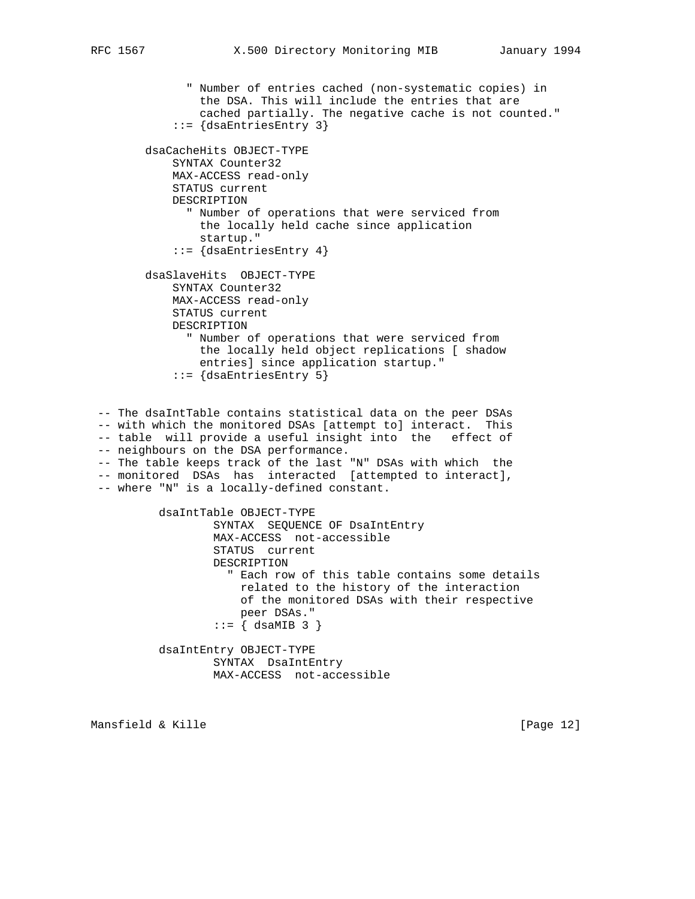```
              " Number of entries cached (non-systematic copies) in
                the DSA. This will include the entries that are
                cached partially. The negative cache is not counted."
            ::= {dsaEntriesEntry 3}

        dsaCacheHits OBJECT-TYPE
            SYNTAX Counter32
            MAX-ACCESS read-only
            STATUS current
            DESCRIPTION
              " Number of operations that were serviced from
                the locally held cache since application
                startup."
            ::= {dsaEntriesEntry 4}

        dsaSlaveHits  OBJECT-TYPE
            SYNTAX Counter32
            MAX-ACCESS read-only
            STATUS current
            DESCRIPTION
              " Number of operations that were serviced from
                the locally held object replications [ shadow
                entries] since application startup."
            ::= {dsaEntriesEntry 5}


 -- The dsaIntTable contains statistical data on the peer DSAs
 -- with which the monitored DSAs [attempt to] interact.  This
 -- table  will provide a useful insight into  the   effect of
 -- neighbours on the DSA performance.
 -- The table keeps track of the last "N" DSAs with which  the
 -- monitored  DSAs  has  interacted  [attempted to interact],
 -- where "N" is a locally-defined constant.

          dsaIntTable OBJECT-TYPE
                  SYNTAX  SEQUENCE OF DsaIntEntry
                  MAX-ACCESS  not-accessible
                  STATUS  current
                  DESCRIPTION
                    " Each row of this table contains some details
                      related to the history of the interaction
                      of the monitored DSAs with their respective
                      peer DSAs."
                  ::= { dsaMIB 3 }

          dsaIntEntry OBJECT-TYPE
                  SYNTAX  DsaIntEntry
                  MAX-ACCESS  not-accessible
```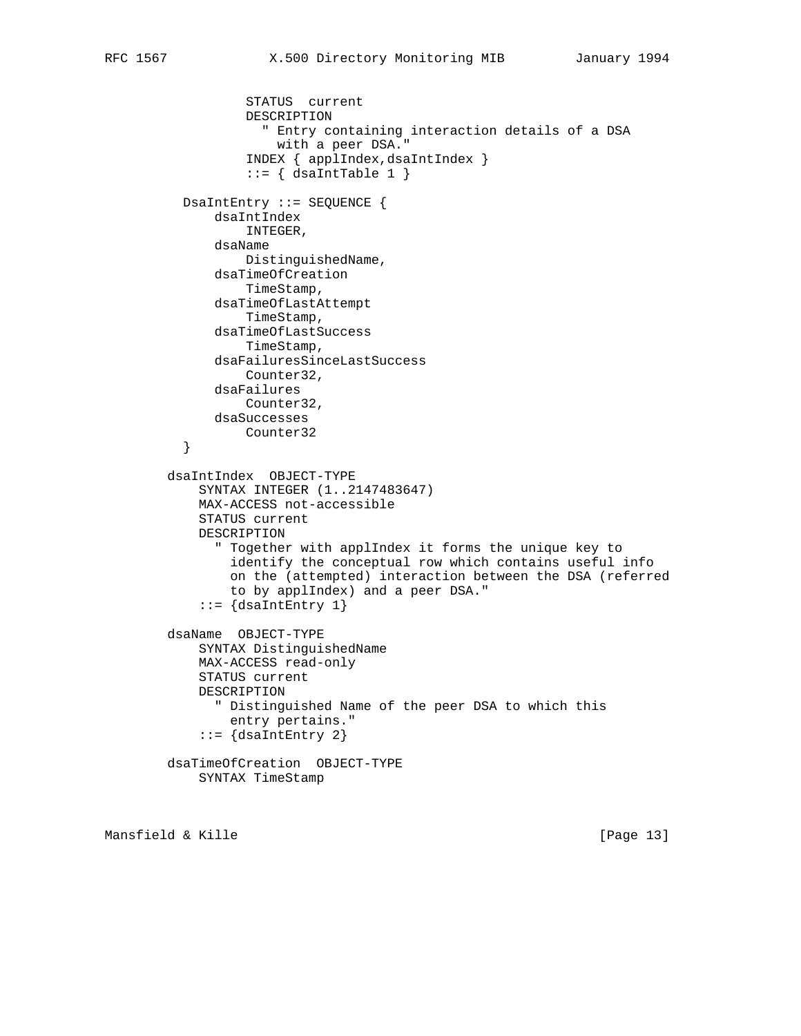```
                STATUS  current
                DESCRIPTION
                  " Entry containing interaction details of a DSA
                    with a peer DSA."
                INDEX { applIndex,dsaIntIndex }
                ::= { dsaIntTable 1 }

          DsaIntEntry ::= SEQUENCE {
              dsaIntIndex
                  INTEGER,
              dsaName
                  DistinguishedName,
              dsaTimeOfCreation
                  TimeStamp,
              dsaTimeOfLastAttempt
                  TimeStamp,
              dsaTimeOfLastSuccess
                  TimeStamp,
              dsaFailuresSinceLastSuccess
                  Counter32,
              dsaFailures
                  Counter32,
              dsaSuccesses
                  Counter32
          }

        dsaIntIndex  OBJECT-TYPE
            SYNTAX INTEGER (1..2147483647)
            MAX-ACCESS not-accessible
            STATUS current
            DESCRIPTION
              " Together with applIndex it forms the unique key to
                identify the conceptual row which contains useful info
                on the (attempted) interaction between the DSA (referred
                to by applIndex) and a peer DSA."
            ::= {dsaIntEntry 1}

        dsaName  OBJECT-TYPE
            SYNTAX DistinguishedName
            MAX-ACCESS read-only
            STATUS current
            DESCRIPTION
              " Distinguished Name of the peer DSA to which this
                entry pertains."
            ::= {dsaIntEntry 2}

        dsaTimeOfCreation  OBJECT-TYPE
            SYNTAX TimeStamp
```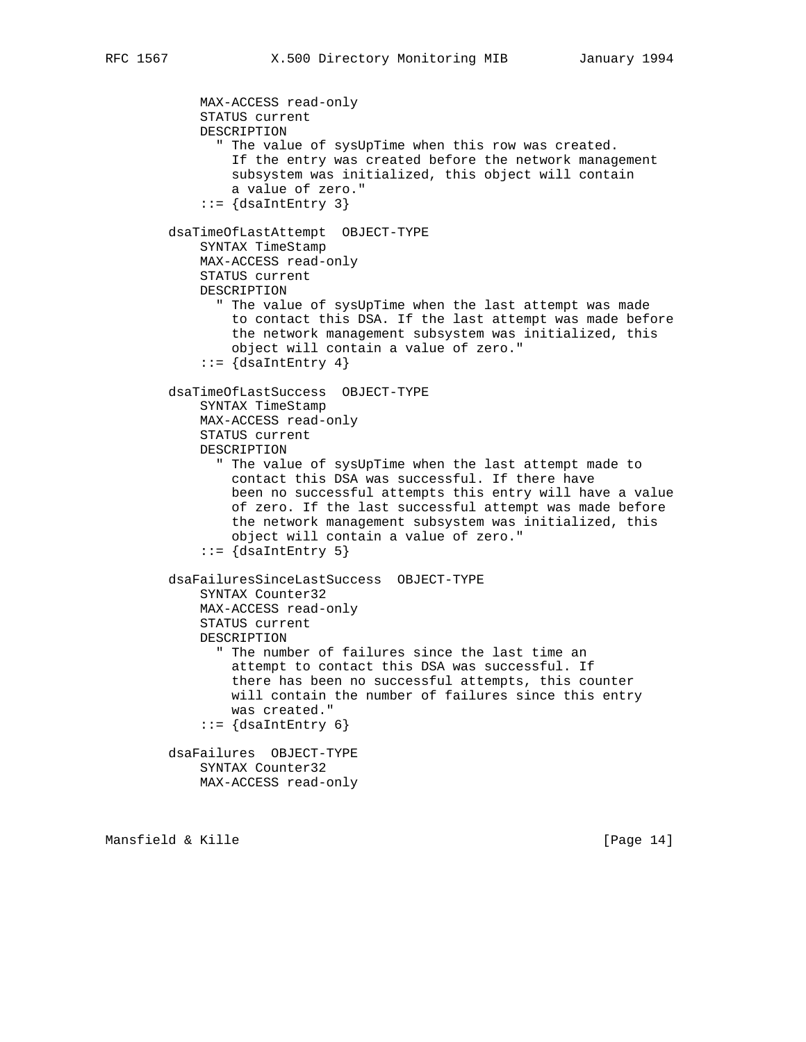```
            MAX-ACCESS read-only
            STATUS current
            DESCRIPTION
              " The value of sysUpTime when this row was created.
                If the entry was created before the network management
                subsystem was initialized, this object will contain
                a value of zero."
            ::= {dsaIntEntry 3}

        dsaTimeOfLastAttempt  OBJECT-TYPE
            SYNTAX TimeStamp
            MAX-ACCESS read-only
            STATUS current
            DESCRIPTION
              " The value of sysUpTime when the last attempt was made
                to contact this DSA. If the last attempt was made before
                the network management subsystem was initialized, this
                object will contain a value of zero."
            ::= {dsaIntEntry 4}

        dsaTimeOfLastSuccess  OBJECT-TYPE
            SYNTAX TimeStamp
            MAX-ACCESS read-only
            STATUS current
            DESCRIPTION
              " The value of sysUpTime when the last attempt made to
                contact this DSA was successful. If there have
                been no successful attempts this entry will have a value
                of zero. If the last successful attempt was made before
                the network management subsystem was initialized, this
                object will contain a value of zero."
            ::= {dsaIntEntry 5}

        dsaFailuresSinceLastSuccess  OBJECT-TYPE
            SYNTAX Counter32
            MAX-ACCESS read-only
            STATUS current
            DESCRIPTION
              " The number of failures since the last time an
                attempt to contact this DSA was successful. If
                there has been no successful attempts, this counter
                will contain the number of failures since this entry
                was created."
            ::= {dsaIntEntry 6}

        dsaFailures  OBJECT-TYPE
            SYNTAX Counter32
            MAX-ACCESS read-only
```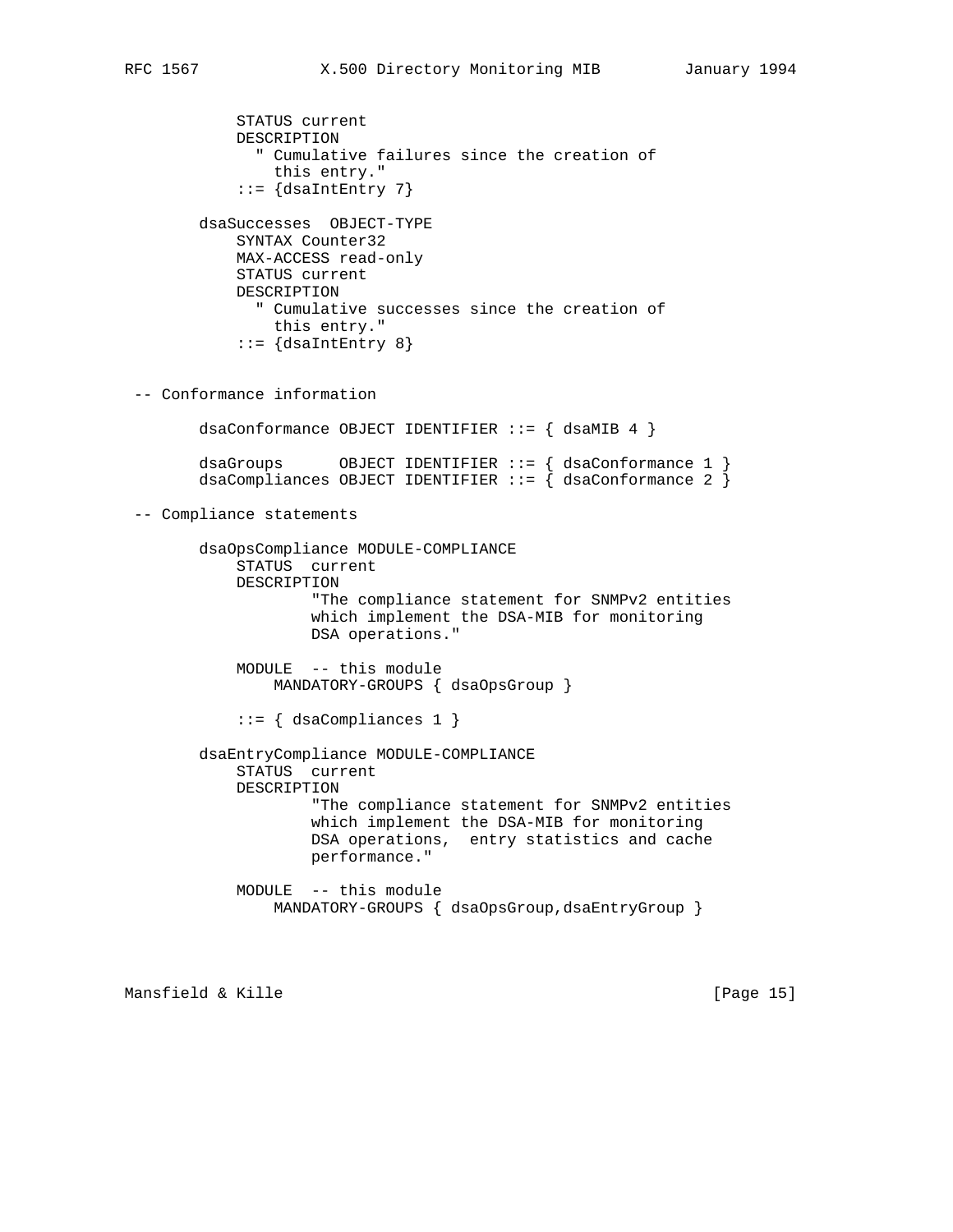```
            STATUS current
            DESCRIPTION
              " Cumulative failures since the creation of
                this entry."
            ::= {dsaIntEntry 7}

        dsaSuccesses  OBJECT-TYPE
            SYNTAX Counter32
            MAX-ACCESS read-only
            STATUS current
            DESCRIPTION
              " Cumulative successes since the creation of
                this entry."
            ::= {dsaIntEntry 8}


 -- Conformance information

        dsaConformance OBJECT IDENTIFIER ::= { dsaMIB 4 }

        dsaGroups      OBJECT IDENTIFIER ::= { dsaConformance 1 }
        dsaCompliances OBJECT IDENTIFIER ::= { dsaConformance 2 }

 -- Compliance statements

        dsaOpsCompliance MODULE-COMPLIANCE
            STATUS  current
            DESCRIPTION
                    "The compliance statement for SNMPv2 entities
                    which implement the DSA-MIB for monitoring
                    DSA operations."

            MODULE  -- this module
                MANDATORY-GROUPS { dsaOpsGroup }

            ::= { dsaCompliances 1 }

        dsaEntryCompliance MODULE-COMPLIANCE
            STATUS  current
            DESCRIPTION
                    "The compliance statement for SNMPv2 entities
                    which implement the DSA-MIB for monitoring
                    DSA operations,  entry statistics and cache
                    performance."

            MODULE  -- this module
                MANDATORY-GROUPS { dsaOpsGroup,dsaEntryGroup }
```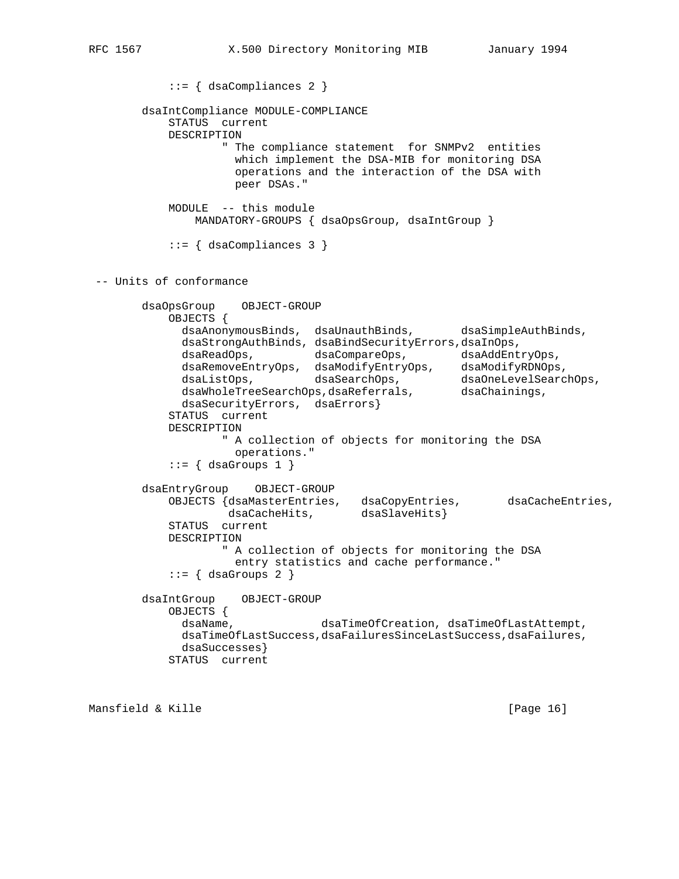```
            ::= { dsaCompliances 2 }

        dsaIntCompliance MODULE-COMPLIANCE
            STATUS  current
            DESCRIPTION
                    " The compliance statement  for SNMPv2  entities
                      which implement the DSA-MIB for monitoring DSA
                      operations and the interaction of the DSA with
                      peer DSAs."

            MODULE  -- this module
                MANDATORY-GROUPS { dsaOpsGroup, dsaIntGroup }

            ::= { dsaCompliances 3 }


 -- Units of conformance

        dsaOpsGroup    OBJECT-GROUP
            OBJECTS {
              dsaAnonymousBinds,  dsaUnauthBinds,       dsaSimpleAuthBinds,
              dsaStrongAuthBinds, dsaBindSecurityErrors,dsaInOps,
              dsaReadOps,         dsaCompareOps,        dsaAddEntryOps,
              dsaRemoveEntryOps,  dsaModifyEntryOps,    dsaModifyRDNOps,
              dsaListOps,         dsaSearchOps,         dsaOneLevelSearchOps,
              dsaWholeTreeSearchOps,dsaReferrals,       dsaChainings,
              dsaSecurityErrors,  dsaErrors}
            STATUS  current
            DESCRIPTION
                    " A collection of objects for monitoring the DSA
                      operations."
            ::= { dsaGroups 1 }

        dsaEntryGroup    OBJECT-GROUP
            OBJECTS {dsaMasterEntries,   dsaCopyEntries,       dsaCacheEntries,
                     dsaCacheHits,       dsaSlaveHits}
            STATUS  current
            DESCRIPTION
                    " A collection of objects for monitoring the DSA
                      entry statistics and cache performance."
            ::= { dsaGroups 2 }

        dsaIntGroup    OBJECT-GROUP
            OBJECTS {
              dsaName,             dsaTimeOfCreation, dsaTimeOfLastAttempt,
              dsaTimeOfLastSuccess,dsaFailuresSinceLastSuccess,dsaFailures,
              dsaSuccesses}
            STATUS  current
```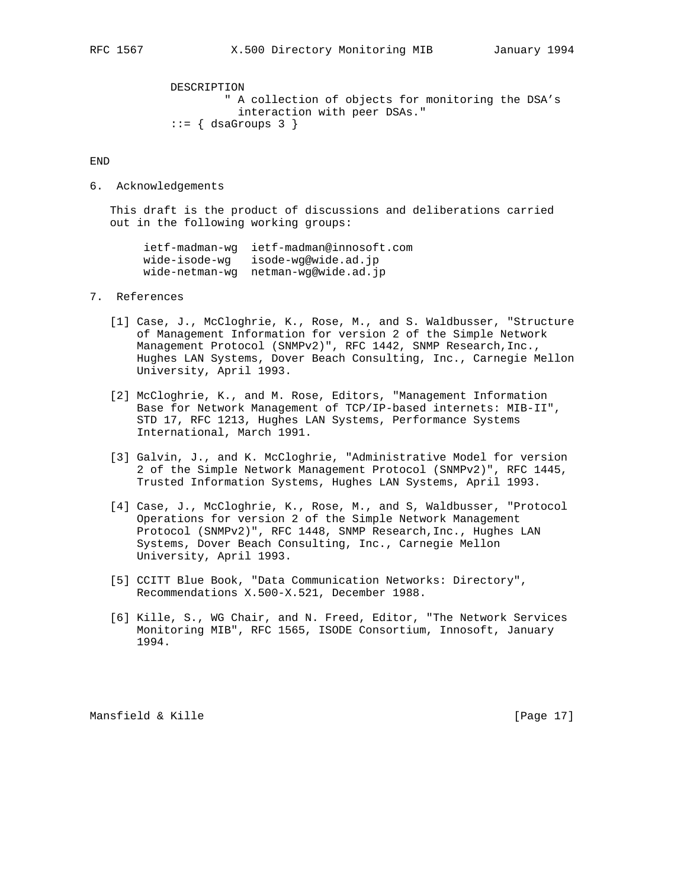```
        DESCRIPTION
                " A collection of objects for monitoring the DSA's
                  interaction with peer DSAs."
        ::= { dsaGroups 3 }

END
```

## 6. Acknowledgements

This draft is the product of discussions and deliberations carried out in the following working groups:

```
     ietf-madman-wg  ietf-madman@innosoft.com
     wide-isode-wg   isode-wg@wide.ad.jp
     wide-netman-wg  netman-wg@wide.ad.jp
```

## 7. References

[1] Case, J., McCloghrie, K., Rose, M., and S. Waldbusser, "Structure of Management Information for version 2 of the Simple Network Management Protocol (SNMPv2)", RFC 1442, SNMP Research,Inc., Hughes LAN Systems, Dover Beach Consulting, Inc., Carnegie Mellon University, April 1993.

[2] McCloghrie, K., and M. Rose, Editors, "Management Information Base for Network Management of TCP/IP-based internets: MIB-II", STD 17, RFC 1213, Hughes LAN Systems, Performance Systems International, March 1991.

[3] Galvin, J., and K. McCloghrie, "Administrative Model for version 2 of the Simple Network Management Protocol (SNMPv2)", RFC 1445, Trusted Information Systems, Hughes LAN Systems, April 1993.

[4] Case, J., McCloghrie, K., Rose, M., and S, Waldbusser, "Protocol Operations for version 2 of the Simple Network Management Protocol (SNMPv2)", RFC 1448, SNMP Research,Inc., Hughes LAN Systems, Dover Beach Consulting, Inc., Carnegie Mellon University, April 1993.

[5] CCITT Blue Book, "Data Communication Networks: Directory", Recommendations X.500-X.521, December 1988.

[6] Kille, S., WG Chair, and N. Freed, Editor, "The Network Services Monitoring MIB", RFC 1565, ISODE Consortium, Innosoft, January 1994.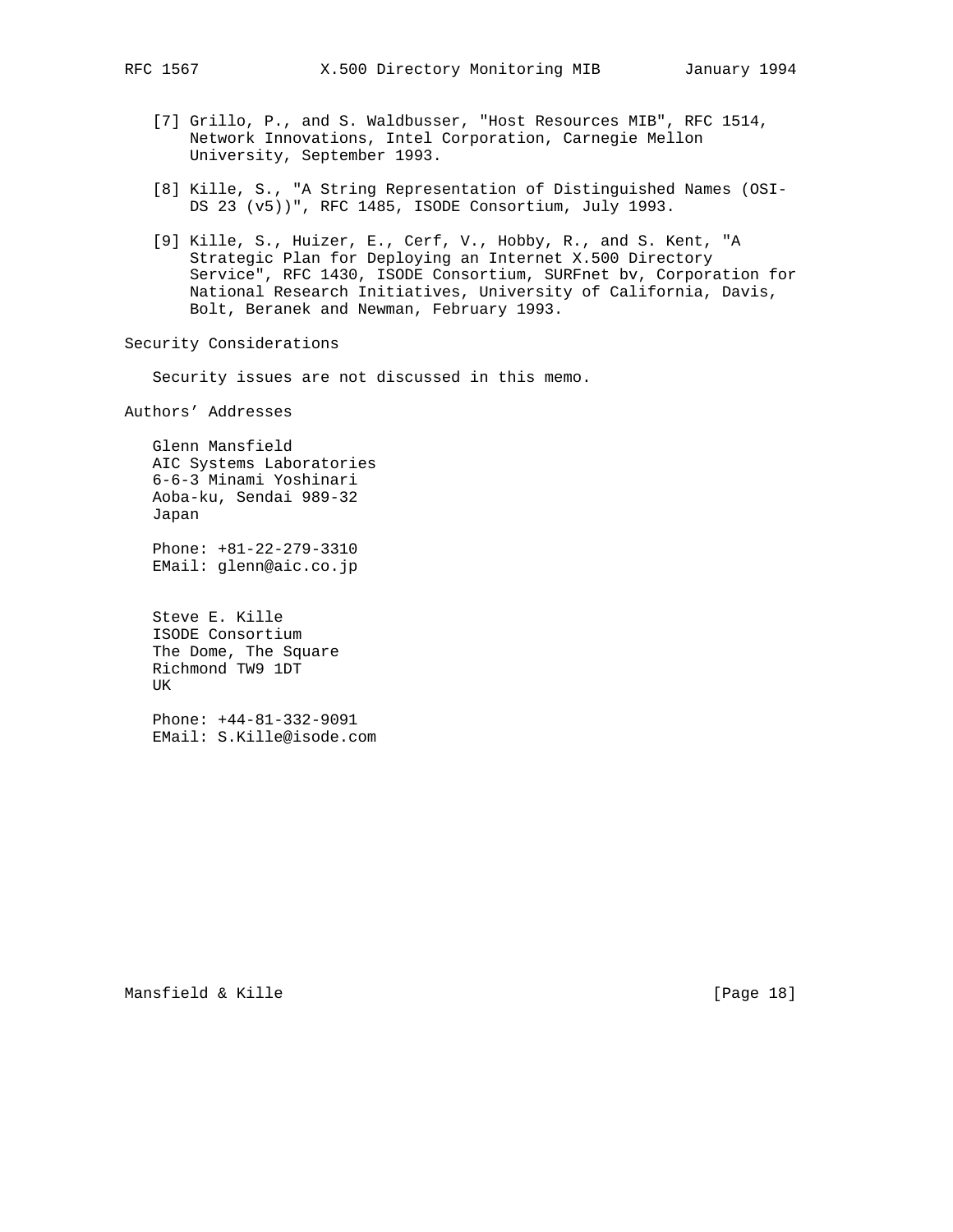[7] Grillo, P., and S. Waldbusser, "Host Resources MIB", RFC 1514, Network Innovations, Intel Corporation, Carnegie Mellon University, September 1993.

[8] Kille, S., "A String Representation of Distinguished Names (OSI-DS 23 (v5))", RFC 1485, ISODE Consortium, July 1993.

[9] Kille, S., Huizer, E., Cerf, V., Hobby, R., and S. Kent, "A Strategic Plan for Deploying an Internet X.500 Directory Service", RFC 1430, ISODE Consortium, SURFnet bv, Corporation for National Research Initiatives, University of California, Davis, Bolt, Beranek and Newman, February 1993.

## Security Considerations

Security issues are not discussed in this memo.

## Authors' Addresses

Glenn Mansfield
AIC Systems Laboratories
6-6-3 Minami Yoshinari
Aoba-ku, Sendai 989-32
Japan

Phone: +81-22-279-3310
EMail: glenn@aic.co.jp

Steve E. Kille
ISODE Consortium
The Dome, The Square
Richmond TW9 1DT
UK

Phone: +44-81-332-9091
EMail: S.Kille@isode.com